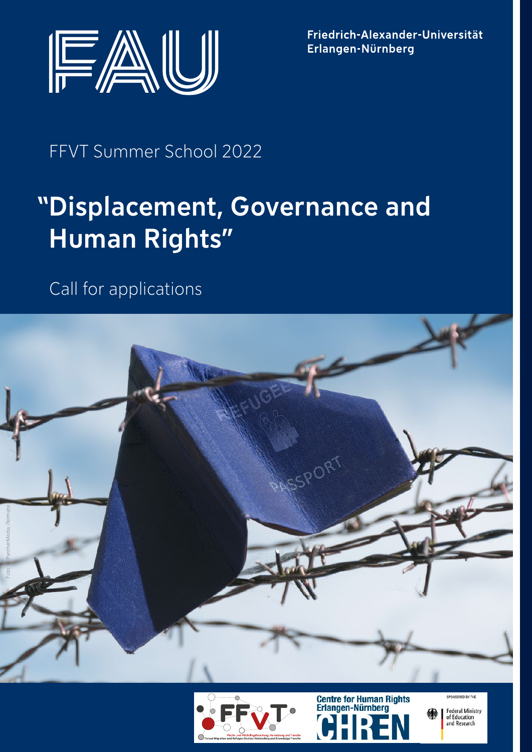Friedrich-Alexander-Universität
Erlangen-Nürnberg

FFVT Summer School 2022

# "Displacement, Governance and Human Rights"

Call for applications

Foto: PantherMedia /fermate

Centre for Human Rights Erlangen-Nürnberg

SPONSORED BY THE Federal Ministry of Education and Research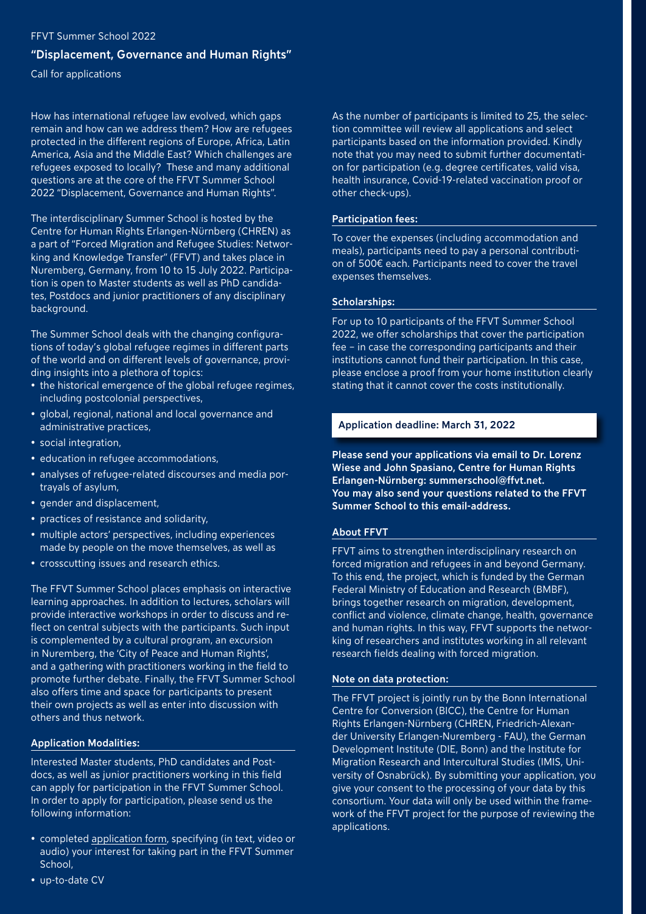FFVT Summer School 2022

## "Displacement, Governance and Human Rights"

Call for applications

How has international refugee law evolved, which gaps remain and how can we address them? How are refugees protected in the different regions of Europe, Africa, Latin America, Asia and the Middle East? Which challenges are refugees exposed to locally? These and many additional questions are at the core of the FFVT Summer School 2022 "Displacement, Governance and Human Rights".

The interdisciplinary Summer School is hosted by the Centre for Human Rights Erlangen-Nürnberg (CHREN) as a part of "Forced Migration and Refugee Studies: Networking and Knowledge Transfer" (FFVT) and takes place in Nuremberg, Germany, from 10 to 15 July 2022. Participation is open to Master students as well as PhD candidates, Postdocs and junior practitioners of any disciplinary background.

The Summer School deals with the changing configurations of today's global refugee regimes in different parts of the world and on different levels of governance, providing insights into a plethora of topics:

- the historical emergence of the global refugee regimes, including postcolonial perspectives,
- global, regional, national and local governance and administrative practices,
- social integration,
- education in refugee accommodations,
- analyses of refugee-related discourses and media portrayals of asylum,
- gender and displacement,
- practices of resistance and solidarity,
- multiple actors' perspectives, including experiences made by people on the move themselves, as well as
- crosscutting issues and research ethics.

The FFVT Summer School places emphasis on interactive learning approaches. In addition to lectures, scholars will provide interactive workshops in order to discuss and reflect on central subjects with the participants. Such input is complemented by a cultural program, an excursion in Nuremberg, the 'City of Peace and Human Rights', and a gathering with practitioners working in the field to promote further debate. Finally, the FFVT Summer School also offers time and space for participants to present their own projects as well as enter into discussion with others and thus network.

### Application Modalities:

Interested Master students, PhD candidates and Postdocs, as well as junior practitioners working in this field can apply for participation in the FFVT Summer School. In order to apply for participation, please send us the following information:

- completed application form, specifying (in text, video or audio) your interest for taking part in the FFVT Summer School,
- up-to-date CV

As the number of participants is limited to 25, the selection committee will review all applications and select participants based on the information provided. Kindly note that you may need to submit further documentation for participation (e.g. degree certificates, valid visa, health insurance, Covid-19-related vaccination proof or other check-ups).

### Participation fees:

To cover the expenses (including accommodation and meals), participants need to pay a personal contribution of 500€ each. Participants need to cover the travel expenses themselves.

### Scholarships:

For up to 10 participants of the FFVT Summer School 2022, we offer scholarships that cover the participation fee – in case the corresponding participants and their institutions cannot fund their participation. In this case, please enclose a proof from your home institution clearly stating that it cannot cover the costs institutionally.

**Application deadline: March 31, 2022**

**Please send your applications via email to Dr. Lorenz Wiese and John Spasiano, Centre for Human Rights Erlangen-Nürnberg: summerschool@ffvt.net.**
**You may also send your questions related to the FFVT Summer School to this email-address.**

### About FFVT

FFVT aims to strengthen interdisciplinary research on forced migration and refugees in and beyond Germany. To this end, the project, which is funded by the German Federal Ministry of Education and Research (BMBF), brings together research on migration, development, conflict and violence, climate change, health, governance and human rights. In this way, FFVT supports the networking of researchers and institutes working in all relevant research fields dealing with forced migration.

### Note on data protection:

The FFVT project is jointly run by the Bonn International Centre for Conversion (BICC), the Centre for Human Rights Erlangen-Nürnberg (CHREN, Friedrich-Alexander University Erlangen-Nuremberg - FAU), the German Development Institute (DIE, Bonn) and the Institute for Migration Research and Intercultural Studies (IMIS, University of Osnabrück). By submitting your application, you give your consent to the processing of your data by this consortium. Your data will only be used within the framework of the FFVT project for the purpose of reviewing the applications.